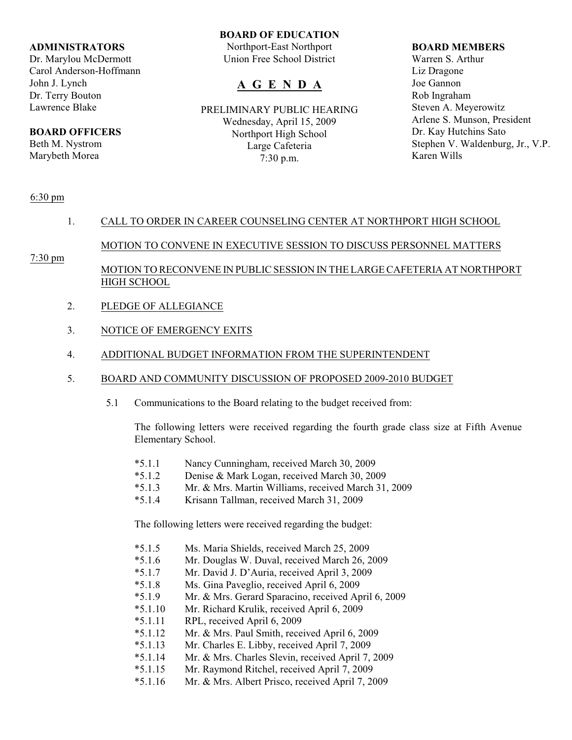**ADMINISTRATORS**
Dr. Marylou McDermott
Carol Anderson-Hoffmann
John J. Lynch
Dr. Terry Bouton
Lawrence Blake

**BOARD OFFICERS**
Beth M. Nystrom
Marybeth Morea

**BOARD OF EDUCATION**
Northport-East Northport
Union Free School District

# A G E N D A

PRELIMINARY PUBLIC HEARING
Wednesday, April 15, 2009
Northport High School
Large Cafeteria
7:30 p.m.

**BOARD MEMBERS**
Warren S. Arthur
Liz Dragone
Joe Gannon
Rob Ingraham
Steven A. Meyerowitz
Arlene S. Munson, President
Dr. Kay Hutchins Sato
Stephen V. Waldenburg, Jr., V.P.
Karen Wills

6:30 pm

1. CALL TO ORDER IN CAREER COUNSELING CENTER AT NORTHPORT HIGH SCHOOL

   MOTION TO CONVENE IN EXECUTIVE SESSION TO DISCUSS PERSONNEL MATTERS

7:30 pm

   MOTION TO RECONVENE IN PUBLIC SESSION IN THE LARGE CAFETERIA AT NORTHPORT HIGH SCHOOL

2. PLEDGE OF ALLEGIANCE

3. NOTICE OF EMERGENCY EXITS

4. ADDITIONAL BUDGET INFORMATION FROM THE SUPERINTENDENT

5. BOARD AND COMMUNITY DISCUSSION OF PROPOSED 2009-2010 BUDGET

   5.1 Communications to the Board relating to the budget received from:

   The following letters were received regarding the fourth grade class size at Fifth Avenue Elementary School.

   *5.1.1 Nancy Cunningham, received March 30, 2009
   *5.1.2 Denise & Mark Logan, received March 30, 2009
   *5.1.3 Mr. & Mrs. Martin Williams, received March 31, 2009
   *5.1.4 Krisann Tallman, received March 31, 2009

   The following letters were received regarding the budget:

   *5.1.5 Ms. Maria Shields, received March 25, 2009
   *5.1.6 Mr. Douglas W. Duval, received March 26, 2009
   *5.1.7 Mr. David J. D'Auria, received April 3, 2009
   *5.1.8 Ms. Gina Paveglio, received April 6, 2009
   *5.1.9 Mr. & Mrs. Gerard Sparacino, received April 6, 2009
   *5.1.10 Mr. Richard Krulik, received April 6, 2009
   *5.1.11 RPL, received April 6, 2009
   *5.1.12 Mr. & Mrs. Paul Smith, received April 6, 2009
   *5.1.13 Mr. Charles E. Libby, received April 7, 2009
   *5.1.14 Mr. & Mrs. Charles Slevin, received April 7, 2009
   *5.1.15 Mr. Raymond Ritchel, received April 7, 2009
   *5.1.16 Mr. & Mrs. Albert Prisco, received April 7, 2009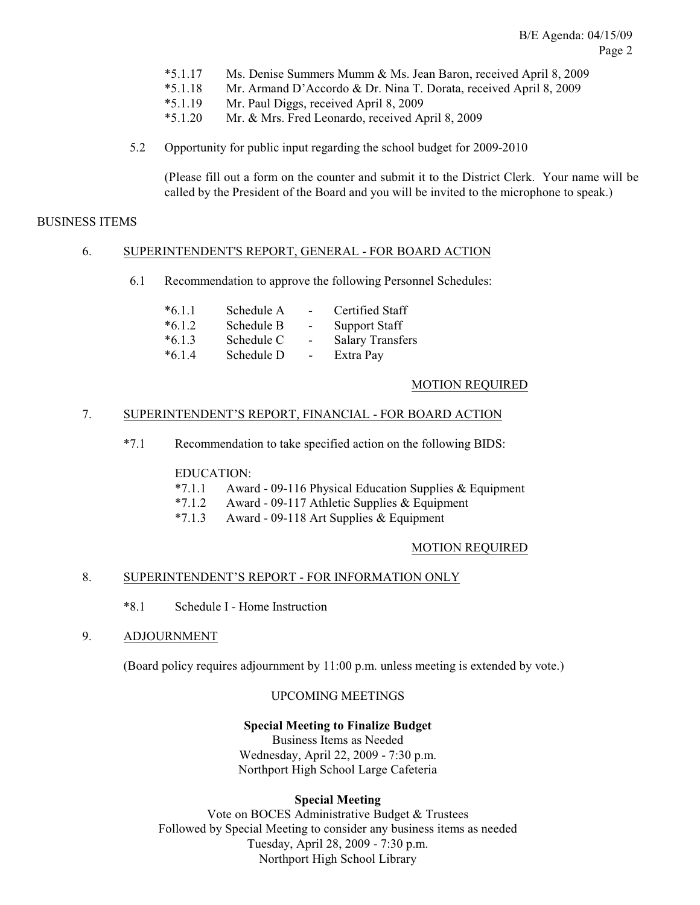- *5.1.17 Ms. Denise Summers Mumm & Ms. Jean Baron, received April 8, 2009
- *5.1.18 Mr. Armand D'Accordo & Dr. Nina T. Dorata, received April 8, 2009
- *5.1.19 Mr. Paul Diggs, received April 8, 2009
- *5.1.20 Mr. & Mrs. Fred Leonardo, received April 8, 2009

5.2 Opportunity for public input regarding the school budget for 2009-2010

(Please fill out a form on the counter and submit it to the District Clerk. Your name will be called by the President of the Board and you will be invited to the microphone to speak.)

BUSINESS ITEMS

6. SUPERINTENDENT'S REPORT, GENERAL - FOR BOARD ACTION

6.1 Recommendation to approve the following Personnel Schedules:

- *6.1.1 Schedule A - Certified Staff
- *6.1.2 Schedule B - Support Staff
- *6.1.3 Schedule C - Salary Transfers
- *6.1.4 Schedule D - Extra Pay

MOTION REQUIRED

7. SUPERINTENDENT'S REPORT, FINANCIAL - FOR BOARD ACTION

*7.1 Recommendation to take specified action on the following BIDS:

EDUCATION:

- *7.1.1 Award - 09-116 Physical Education Supplies & Equipment
- *7.1.2 Award - 09-117 Athletic Supplies & Equipment
- *7.1.3 Award - 09-118 Art Supplies & Equipment

MOTION REQUIRED

8. SUPERINTENDENT'S REPORT - FOR INFORMATION ONLY

*8.1 Schedule I - Home Instruction

9. ADJOURNMENT

(Board policy requires adjournment by 11:00 p.m. unless meeting is extended by vote.)

UPCOMING MEETINGS

**Special Meeting to Finalize Budget**
Business Items as Needed
Wednesday, April 22, 2009 - 7:30 p.m.
Northport High School Large Cafeteria

**Special Meeting**
Vote on BOCES Administrative Budget & Trustees
Followed by Special Meeting to consider any business items as needed
Tuesday, April 28, 2009 - 7:30 p.m.
Northport High School Library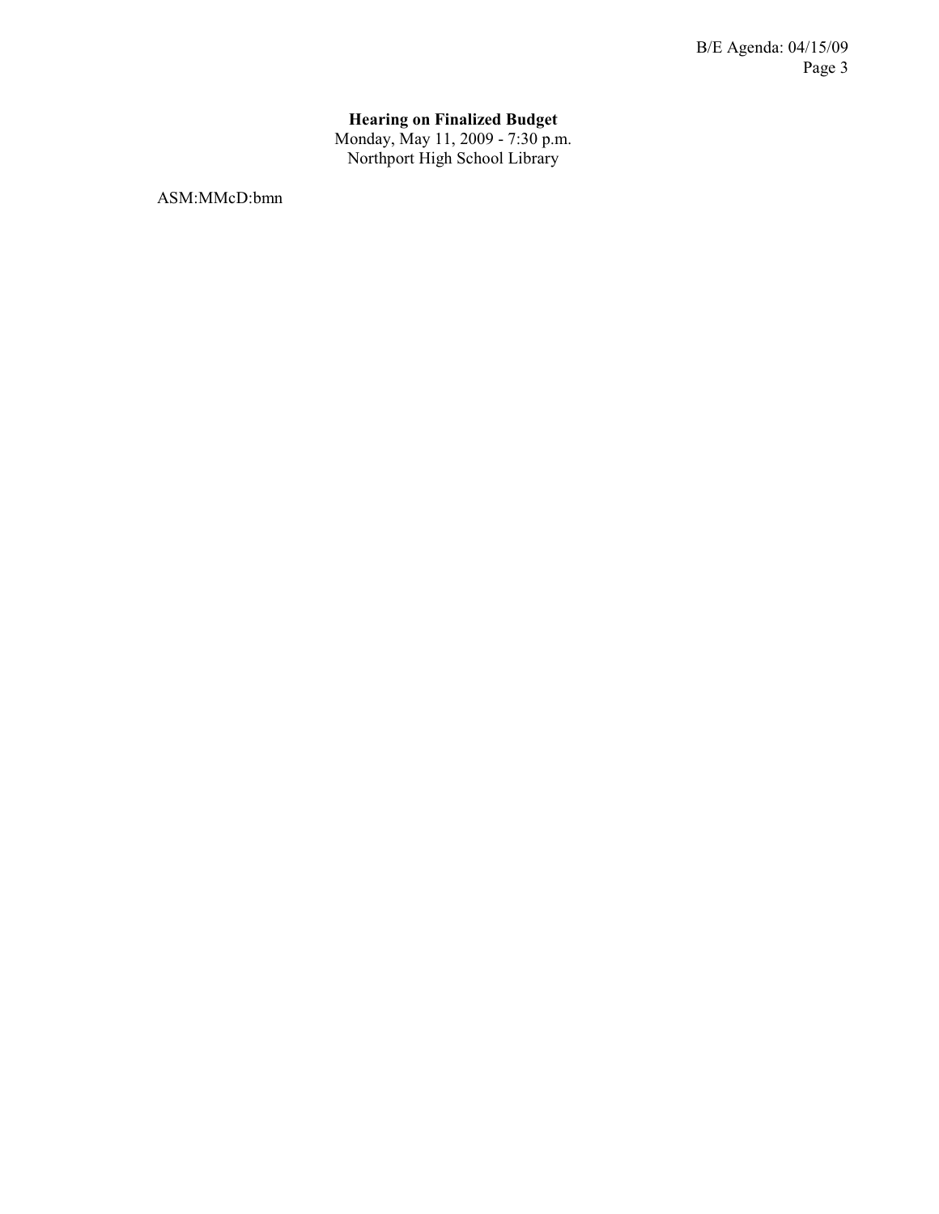**Hearing on Finalized Budget**
Monday, May 11, 2009 - 7:30 p.m.
Northport High School Library

ASM:MMcD:bmn